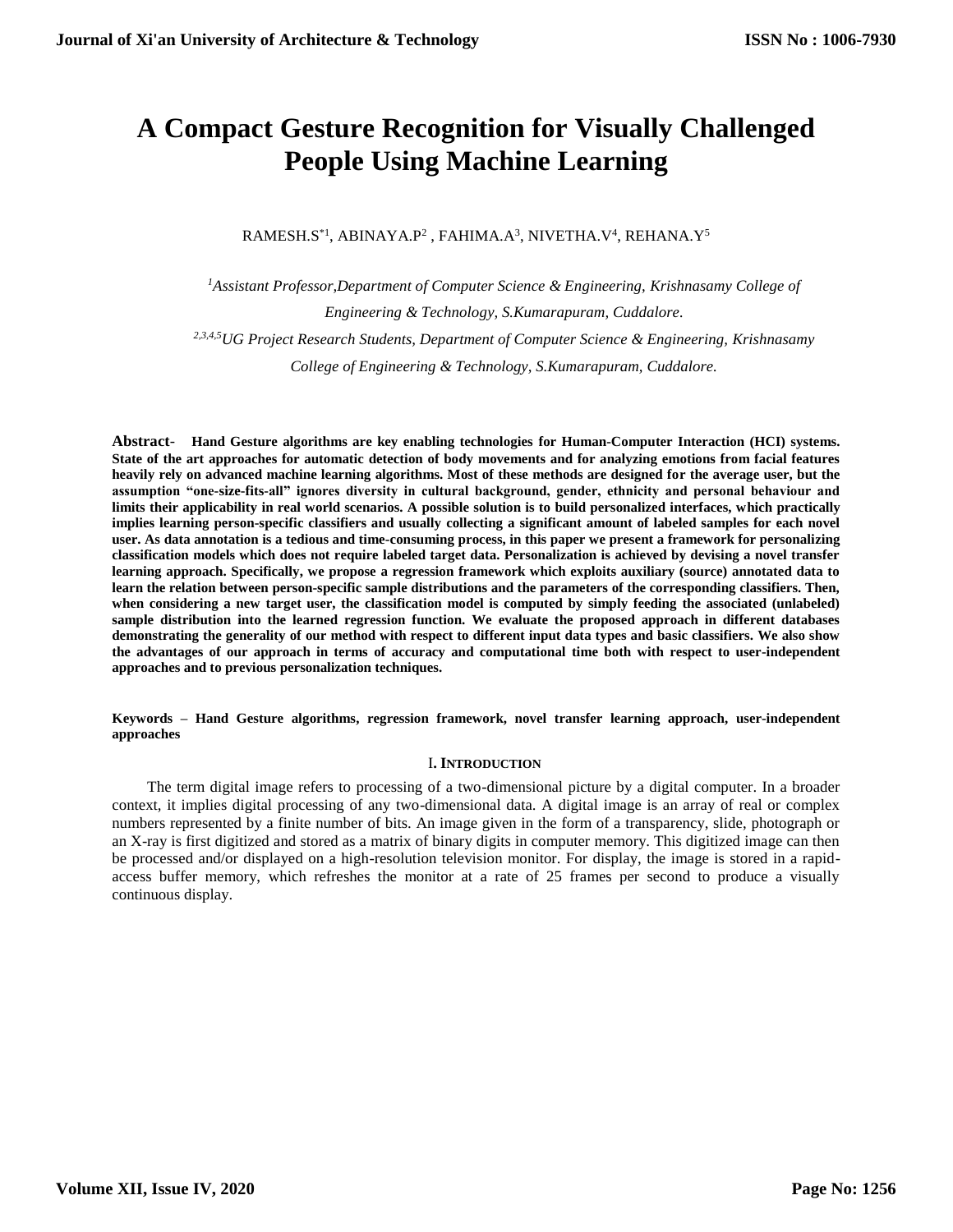# A Compact Gesture Recognition for Visually Challenged People Using Machine Learning

RAMESH.S*[1], ABINAYA.P[2] , FAHIMA.A[3], NIVETHA.V[4], REHANA.Y[5]

*[1]Assistant Professor,Department of Computer Science & Engineering, Krishnasamy College of Engineering & Technology, S.Kumarapuram, Cuddalore.*

*[2,3,4,5]UG Project Research Students, Department of Computer Science & Engineering, Krishnasamy College of Engineering & Technology, S.Kumarapuram, Cuddalore.*

**Abstract**- **Hand Gesture algorithms are key enabling technologies for Human-Computer Interaction (HCI) systems. State of the art approaches for automatic detection of body movements and for analyzing emotions from facial features heavily rely on advanced machine learning algorithms. Most of these methods are designed for the average user, but the assumption "one-size-fits-all" ignores diversity in cultural background, gender, ethnicity and personal behaviour and limits their applicability in real world scenarios. A possible solution is to build personalized interfaces, which practically implies learning person-specific classifiers and usually collecting a significant amount of labeled samples for each novel user. As data annotation is a tedious and time-consuming process, in this paper we present a framework for personalizing classification models which does not require labeled target data. Personalization is achieved by devising a novel transfer learning approach. Specifically, we propose a regression framework which exploits auxiliary (source) annotated data to learn the relation between person-specific sample distributions and the parameters of the corresponding classifiers. Then, when considering a new target user, the classification model is computed by simply feeding the associated (unlabeled) sample distribution into the learned regression function. We evaluate the proposed approach in different databases demonstrating the generality of our method with respect to different input data types and basic classifiers. We also show the advantages of our approach in terms of accuracy and computational time both with respect to user-independent approaches and to previous personalization techniques.**

**Keywords – Hand Gesture algorithms, regression framework, novel transfer learning approach, user-independent approaches**

## I. INTRODUCTION

The term digital image refers to processing of a two-dimensional picture by a digital computer. In a broader context, it implies digital processing of any two-dimensional data. A digital image is an array of real or complex numbers represented by a finite number of bits. An image given in the form of a transparency, slide, photograph or an X-ray is first digitized and stored as a matrix of binary digits in computer memory. This digitized image can then be processed and/or displayed on a high-resolution television monitor. For display, the image is stored in a rapid-access buffer memory, which refreshes the monitor at a rate of 25 frames per second to produce a visually continuous display.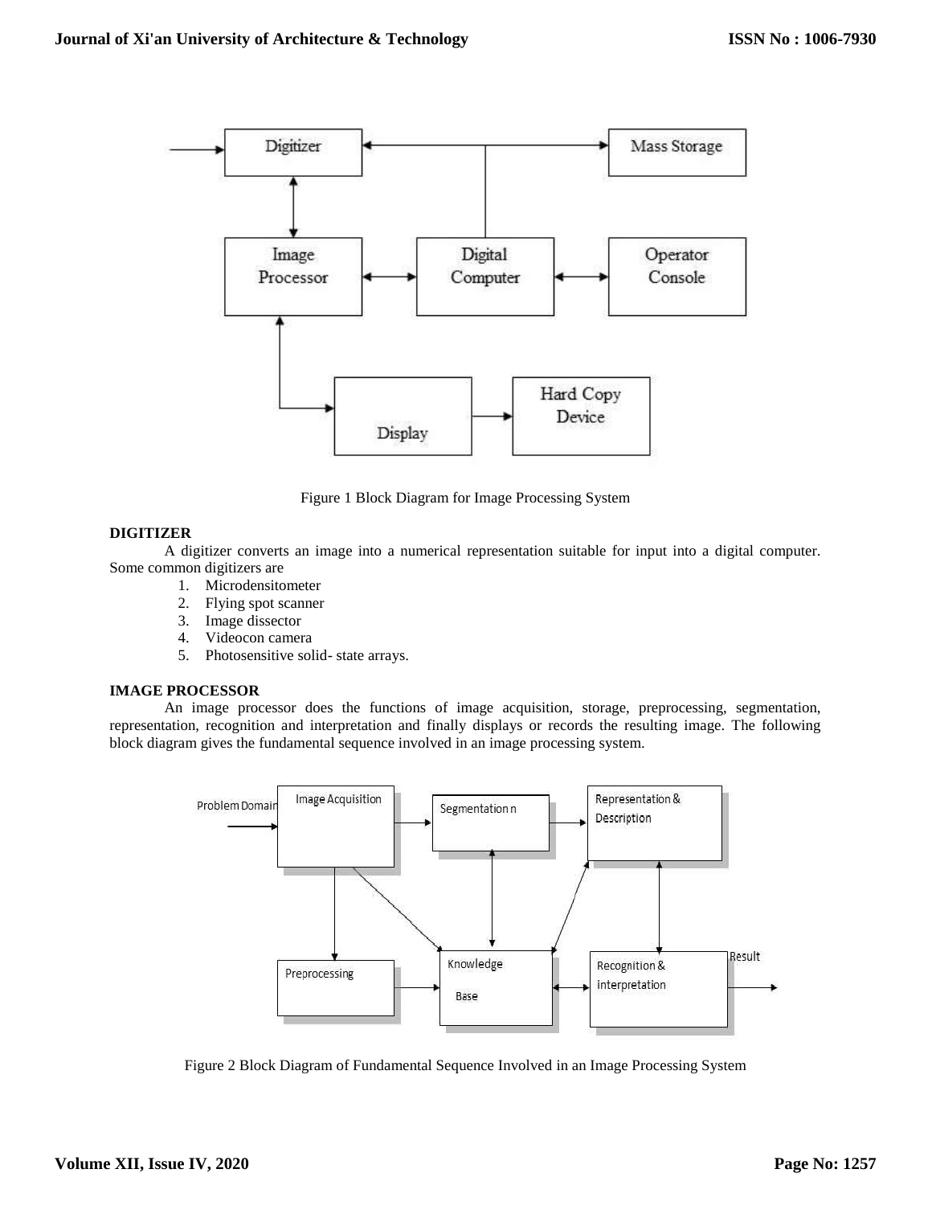Figure 1 Block Diagram for Image Processing System

**DIGITIZER**

A digitizer converts an image into a numerical representation suitable for input into a digital computer. Some common digitizers are

1. Microdensitometer
2. Flying spot scanner
3. Image dissector
4. Videocon camera
5. Photosensitive solid- state arrays.

**IMAGE PROCESSOR**

An image processor does the functions of image acquisition, storage, preprocessing, segmentation, representation, recognition and interpretation and finally displays or records the resulting image. The following block diagram gives the fundamental sequence involved in an image processing system.

Figure 2 Block Diagram of Fundamental Sequence Involved in an Image Processing System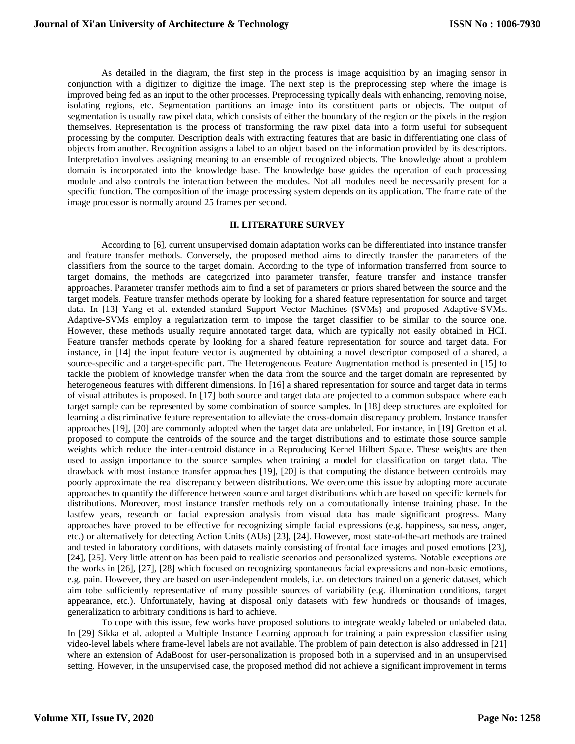As detailed in the diagram, the first step in the process is image acquisition by an imaging sensor in conjunction with a digitizer to digitize the image. The next step is the preprocessing step where the image is improved being fed as an input to the other processes. Preprocessing typically deals with enhancing, removing noise, isolating regions, etc. Segmentation partitions an image into its constituent parts or objects. The output of segmentation is usually raw pixel data, which consists of either the boundary of the region or the pixels in the region themselves. Representation is the process of transforming the raw pixel data into a form useful for subsequent processing by the computer. Description deals with extracting features that are basic in differentiating one class of objects from another. Recognition assigns a label to an object based on the information provided by its descriptors. Interpretation involves assigning meaning to an ensemble of recognized objects. The knowledge about a problem domain is incorporated into the knowledge base. The knowledge base guides the operation of each processing module and also controls the interaction between the modules. Not all modules need be necessarily present for a specific function. The composition of the image processing system depends on its application. The frame rate of the image processor is normally around 25 frames per second.

## II. LITERATURE SURVEY

According to [6], current unsupervised domain adaptation works can be differentiated into instance transfer and feature transfer methods. Conversely, the proposed method aims to directly transfer the parameters of the classifiers from the source to the target domain. According to the type of information transferred from source to target domains, the methods are categorized into parameter transfer, feature transfer and instance transfer approaches. Parameter transfer methods aim to find a set of parameters or priors shared between the source and the target models. Feature transfer methods operate by looking for a shared feature representation for source and target data. In [13] Yang et al. extended standard Support Vector Machines (SVMs) and proposed Adaptive-SVMs. Adaptive-SVMs employ a regularization term to impose the target classifier to be similar to the source one. However, these methods usually require annotated target data, which are typically not easily obtained in HCI. Feature transfer methods operate by looking for a shared feature representation for source and target data. For instance, in [14] the input feature vector is augmented by obtaining a novel descriptor composed of a shared, a source-specific and a target-specific part. The Heterogeneous Feature Augmentation method is presented in [15] to tackle the problem of knowledge transfer when the data from the source and the target domain are represented by heterogeneous features with different dimensions. In [16] a shared representation for source and target data in terms of visual attributes is proposed. In [17] both source and target data are projected to a common subspace where each target sample can be represented by some combination of source samples. In [18] deep structures are exploited for learning a discriminative feature representation to alleviate the cross-domain discrepancy problem. Instance transfer approaches [19], [20] are commonly adopted when the target data are unlabeled. For instance, in [19] Gretton et al. proposed to compute the centroids of the source and the target distributions and to estimate those source sample weights which reduce the inter-centroid distance in a Reproducing Kernel Hilbert Space. These weights are then used to assign importance to the source samples when training a model for classification on target data. The drawback with most instance transfer approaches [19], [20] is that computing the distance between centroids may poorly approximate the real discrepancy between distributions. We overcome this issue by adopting more accurate approaches to quantify the difference between source and target distributions which are based on specific kernels for distributions. Moreover, most instance transfer methods rely on a computationally intense training phase. In the lastfew years, research on facial expression analysis from visual data has made significant progress. Many approaches have proved to be effective for recognizing simple facial expressions (e.g. happiness, sadness, anger, etc.) or alternatively for detecting Action Units (AUs) [23], [24]. However, most state-of-the-art methods are trained and tested in laboratory conditions, with datasets mainly consisting of frontal face images and posed emotions [23], [24], [25]. Very little attention has been paid to realistic scenarios and personalized systems. Notable exceptions are the works in [26], [27], [28] which focused on recognizing spontaneous facial expressions and non-basic emotions, e.g. pain. However, they are based on user-independent models, i.e. on detectors trained on a generic dataset, which aim tobe sufficiently representative of many possible sources of variability (e.g. illumination conditions, target appearance, etc.). Unfortunately, having at disposal only datasets with few hundreds or thousands of images, generalization to arbitrary conditions is hard to achieve.

To cope with this issue, few works have proposed solutions to integrate weakly labeled or unlabeled data. In [29] Sikka et al. adopted a Multiple Instance Learning approach for training a pain expression classifier using video-level labels where frame-level labels are not available. The problem of pain detection is also addressed in [21] where an extension of AdaBoost for user-personalization is proposed both in a supervised and in an unsupervised setting. However, in the unsupervised case, the proposed method did not achieve a significant improvement in terms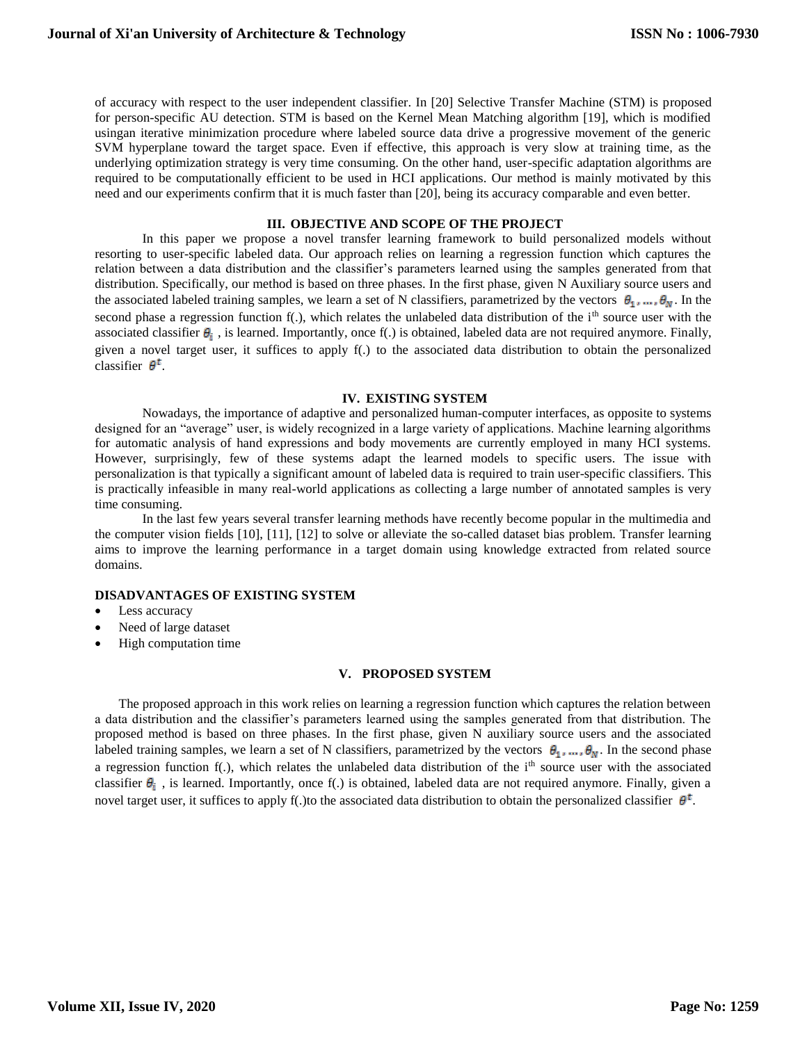of accuracy with respect to the user independent classifier. In [20] Selective Transfer Machine (STM) is proposed for person-specific AU detection. STM is based on the Kernel Mean Matching algorithm [19], which is modified usingan iterative minimization procedure where labeled source data drive a progressive movement of the generic SVM hyperplane toward the target space. Even if effective, this approach is very slow at training time, as the underlying optimization strategy is very time consuming. On the other hand, user-specific adaptation algorithms are required to be computationally efficient to be used in HCI applications. Our method is mainly motivated by this need and our experiments confirm that it is much faster than [20], being its accuracy comparable and even better.

## III. OBJECTIVE AND SCOPE OF THE PROJECT

In this paper we propose a novel transfer learning framework to build personalized models without resorting to user-specific labeled data. Our approach relies on learning a regression function which captures the relation between a data distribution and the classifier's parameters learned using the samples generated from that distribution. Specifically, our method is based on three phases. In the first phase, given N Auxiliary source users and the associated labeled training samples, we learn a set of N classifiers, parametrized by the vectors $\theta_1, \ldots, \theta_N$. In the second phase a regression function f(.), which relates the unlabeled data distribution of the $i^{th}$ source user with the associated classifier $\theta_i$ , is learned. Importantly, once f(.) is obtained, labeled data are not required anymore. Finally, given a novel target user, it suffices to apply f(.) to the associated data distribution to obtain the personalized classifier $\theta^t$.

## IV. EXISTING SYSTEM

Nowadays, the importance of adaptive and personalized human-computer interfaces, as opposite to systems designed for an "average" user, is widely recognized in a large variety of applications. Machine learning algorithms for automatic analysis of hand expressions and body movements are currently employed in many HCI systems. However, surprisingly, few of these systems adapt the learned models to specific users. The issue with personalization is that typically a significant amount of labeled data is required to train user-specific classifiers. This is practically infeasible in many real-world applications as collecting a large number of annotated samples is very time consuming.

In the last few years several transfer learning methods have recently become popular in the multimedia and the computer vision fields [10], [11], [12] to solve or alleviate the so-called dataset bias problem. Transfer learning aims to improve the learning performance in a target domain using knowledge extracted from related source domains.

**DISADVANTAGES OF EXISTING SYSTEM**

- Less accuracy
- Need of large dataset
- High computation time

## V. PROPOSED SYSTEM

The proposed approach in this work relies on learning a regression function which captures the relation between a data distribution and the classifier's parameters learned using the samples generated from that distribution. The proposed method is based on three phases. In the first phase, given N auxiliary source users and the associated labeled training samples, we learn a set of N classifiers, parametrized by the vectors $\theta_1, \ldots, \theta_N$. In the second phase a regression function f(.), which relates the unlabeled data distribution of the $i^{th}$ source user with the associated classifier $\theta_i$ , is learned. Importantly, once f(.) is obtained, labeled data are not required anymore. Finally, given a novel target user, it suffices to apply f(.)to the associated data distribution to obtain the personalized classifier $\theta^t$.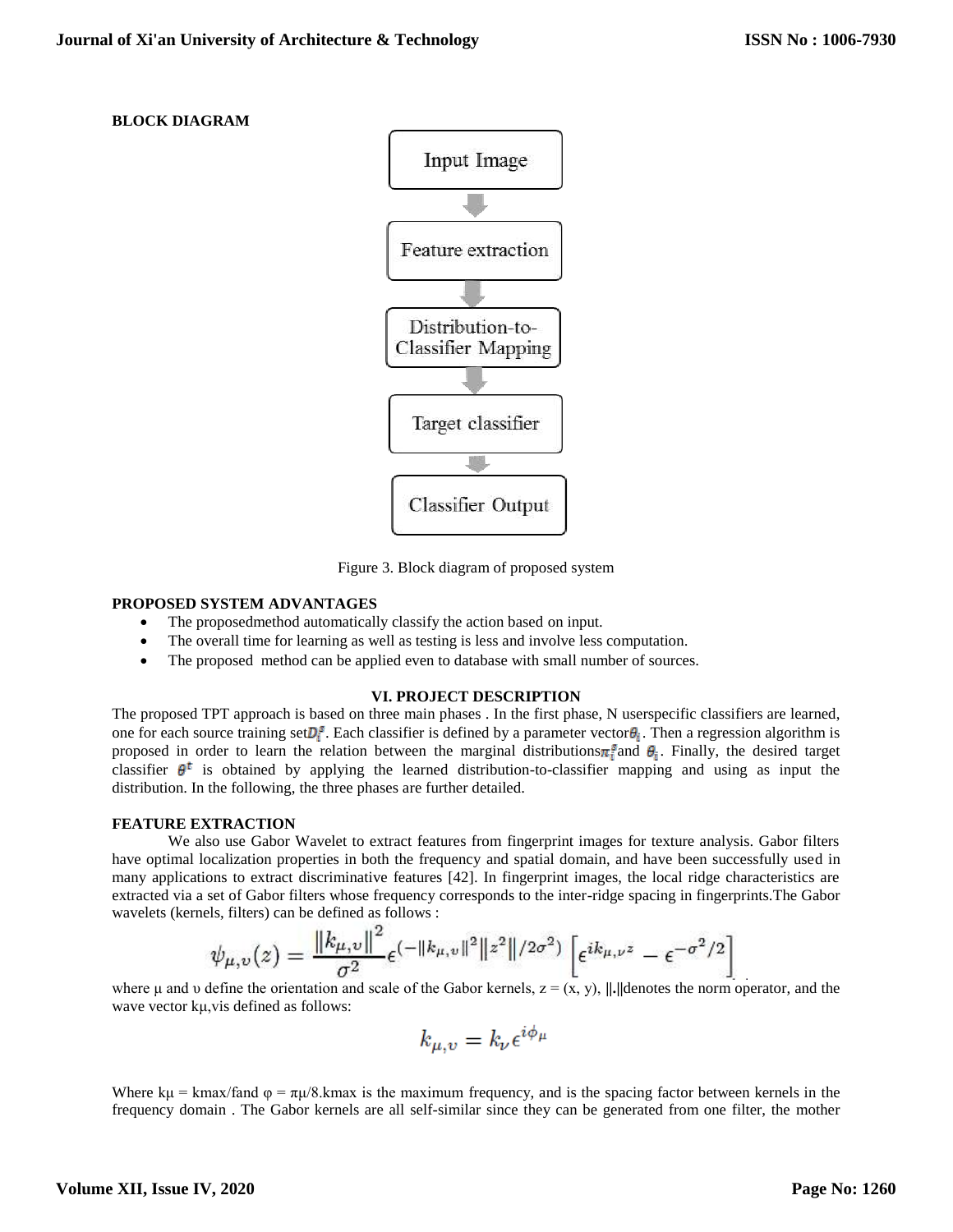**BLOCK DIAGRAM**

Input Image

Feature extraction

Distribution-to-Classifier Mapping

Target classifier

Classifier Output

Figure 3. Block diagram of proposed system

**PROPOSED SYSTEM ADVANTAGES**

- The proposedmethod automatically classify the action based on input.
- The overall time for learning as well as testing is less and involve less computation.
- The proposed method can be applied even to database with small number of sources.

## VI. PROJECT DESCRIPTION

The proposed TPT approach is based on three main phases . In the first phase, N userspecific classifiers are learned, one for each source training set$D_i^s$. Each classifier is defined by a parameter vector$\theta_i$. Then a regression algorithm is proposed in order to learn the relation between the marginal distributions$\pi_i^s$and $\theta_i$. Finally, the desired target classifier $\theta^t$ is obtained by applying the learned distribution-to-classifier mapping and using as input the distribution. In the following, the three phases are further detailed.

**FEATURE EXTRACTION**

We also use Gabor Wavelet to extract features from fingerprint images for texture analysis. Gabor filters have optimal localization properties in both the frequency and spatial domain, and have been successfully used in many applications to extract discriminative features [42]. In fingerprint images, the local ridge characteristics are extracted via a set of Gabor filters whose frequency corresponds to the inter-ridge spacing in fingerprints.The Gabor wavelets (kernels, filters) can be defined as follows :

$$\psi_{\mu,v}(z) = \frac{\|k_{\mu,v}\|^2}{\sigma^2}\epsilon^{(-\|k_{\mu,v}\|^2\|z^2\|/2\sigma^2)}\left[\epsilon^{ik_{\mu,v}z} - \epsilon^{-\sigma^2/2}\right]$$

where μ and υ define the orientation and scale of the Gabor kernels, z = (x, y), ||.||denotes the norm operator, and the wave vector kμ,vis defined as follows:

$$k_{\mu,v} = k_{\nu}\epsilon^{i\phi_{\mu}}$$

Where kμ = kmax/fand φ = πμ/8.kmax is the maximum frequency, and is the spacing factor between kernels in the frequency domain . The Gabor kernels are all self-similar since they can be generated from one filter, the mother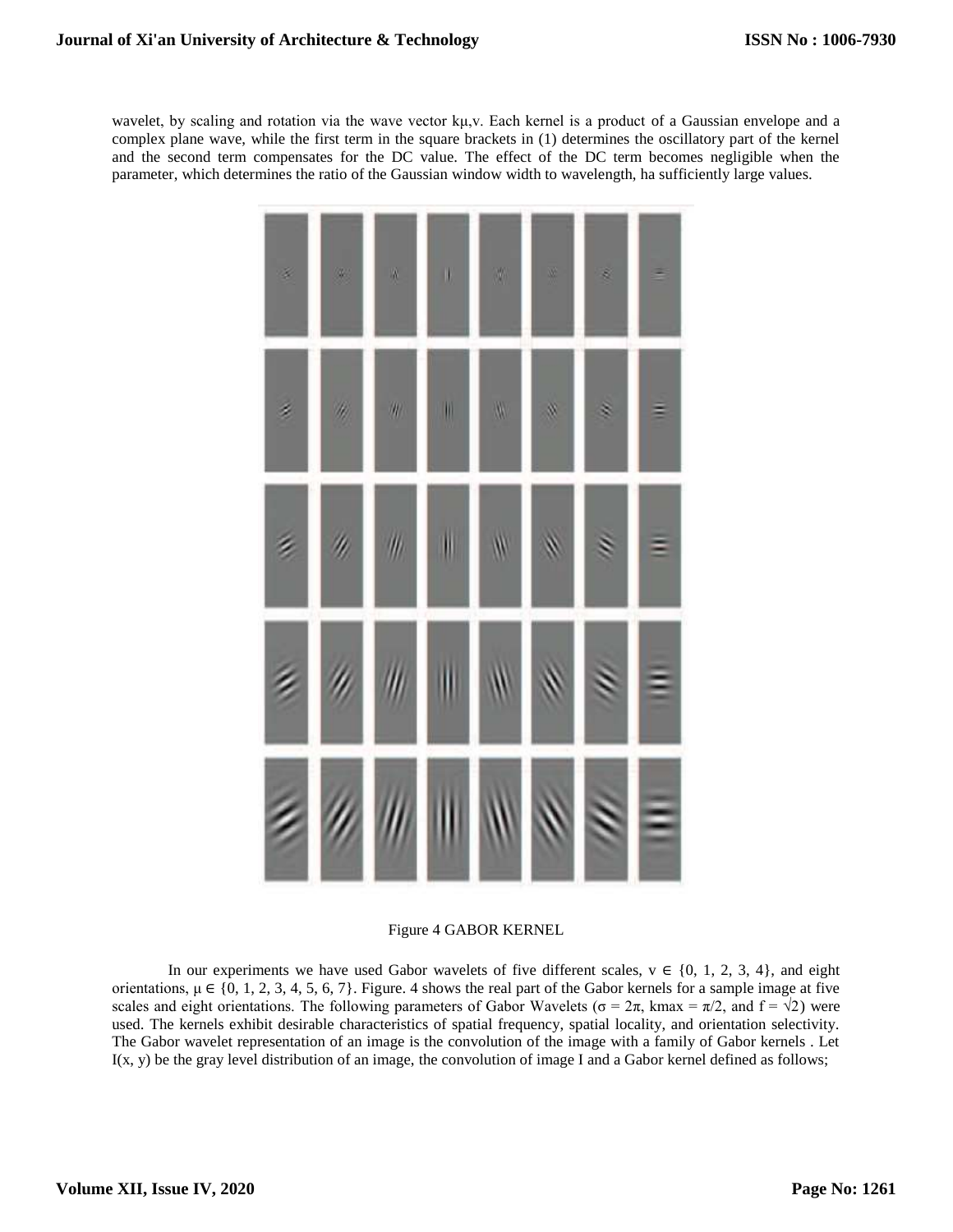wavelet, by scaling and rotation via the wave vector $k_{\mu,v}$. Each kernel is a product of a Gaussian envelope and a complex plane wave, while the first term in the square brackets in (1) determines the oscillatory part of the kernel and the second term compensates for the DC value. The effect of the DC term becomes negligible when the parameter, which determines the ratio of the Gaussian window width to wavelength, ha sufficiently large values.

Figure 4 GABOR KERNEL

In our experiments we have used Gabor wavelets of five different scales, $v \in \{0, 1, 2, 3, 4\}$, and eight orientations, $\mu \in \{0, 1, 2, 3, 4, 5, 6, 7\}$. Figure. 4 shows the real part of the Gabor kernels for a sample image at five scales and eight orientations. The following parameters of Gabor Wavelets ($\sigma = 2\pi$, $k_{max} = \pi/2$, and $f = \sqrt{2}$) were used. The kernels exhibit desirable characteristics of spatial frequency, spatial locality, and orientation selectivity. The Gabor wavelet representation of an image is the convolution of the image with a family of Gabor kernels . Let $I(x, y)$ be the gray level distribution of an image, the convolution of image I and a Gabor kernel defined as follows;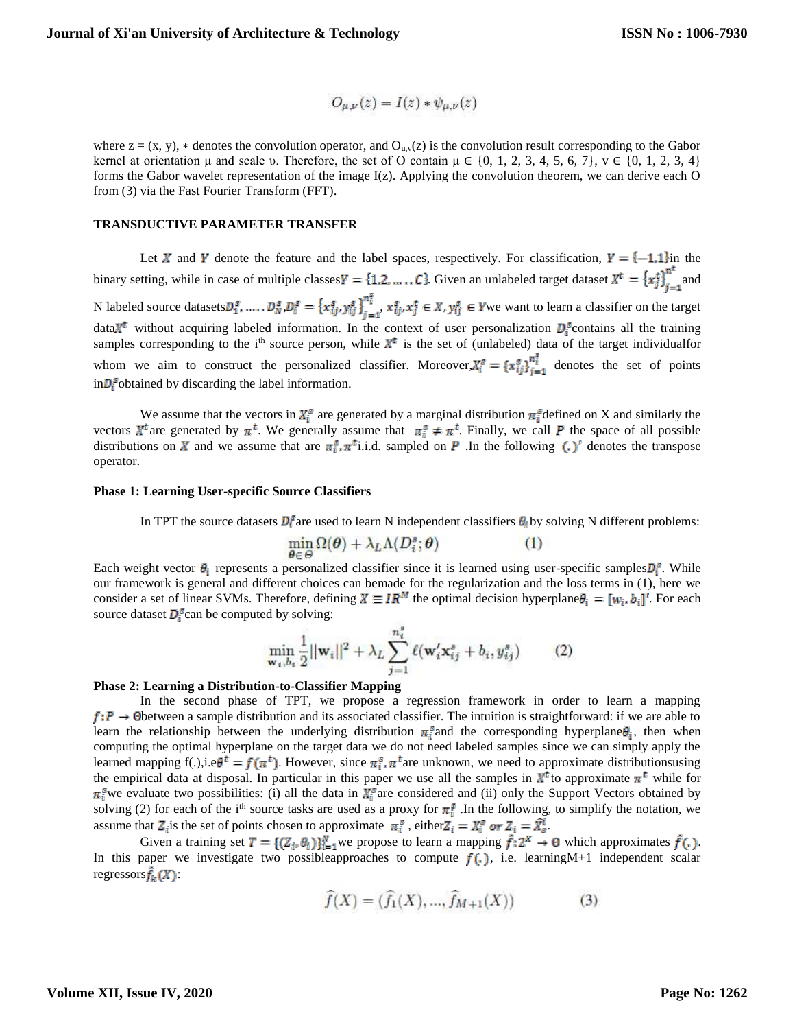$$O_{\mu,\nu}(z) = I(z) * \psi_{\mu,\nu}(z)$$

where z = (x, y), ∗ denotes the convolution operator, and $O_{u,v}(z)$ is the convolution result corresponding to the Gabor kernel at orientation μ and scale υ. Therefore, the set of O contain μ ∈ {0, 1, 2, 3, 4, 5, 6, 7}, v ∈ {0, 1, 2, 3, 4} forms the Gabor wavelet representation of the image I(z). Applying the convolution theorem, we can derive each O from (3) via the Fast Fourier Transform (FFT).

## TRANSDUCTIVE PARAMETER TRANSFER

Let $X$ and $Y$ denote the feature and the label spaces, respectively. For classification, $Y = \{-1,1\}$in the binary setting, while in case of multiple classes$Y = \{1,2, \ldots\ldots C\}$. Given an unlabeled target dataset $X^t = \{x_j^t\}_{j=1}^{n^t}$and N labeled source datasets$D_1^s, \ldots\ldots D_N^s, D_i^s = \{x_{ij}^s, y_{ij}^s\}_{j=1}^{n_i^s}$, $x_{ij}^s, x_j^t \in X, y_{ij}^s \in Y$we want to learn a classifier on the target data$X^t$ without acquiring labeled information. In the context of user personalization $D_i^s$contains all the training samples corresponding to the i[th] source person, while $X^t$ is the set of (unlabeled) data of the target individualfor whom we aim to construct the personalized classifier. Moreover,$X_i^s = \{x_{ij}^s\}_{j=1}^{n_i^s}$ denotes the set of points in$D_i^s$obtained by discarding the label information.

We assume that the vectors in $X_i^s$ are generated by a marginal distribution $\pi_i^s$defined on X and similarly the vectors $X^t$are generated by $\pi^t$. We generally assume that $\pi_i^s \neq \pi^t$. Finally, we call $P$ the space of all possible distributions on $X$ and we assume that are $\pi_i^s, \pi^t$i.i.d. sampled on $P$ .In the following $(.)'$ denotes the transpose operator.

### Phase 1: Learning User-specific Source Classifiers

In TPT the source datasets $D_i^s$are used to learn N independent classifiers $\theta_i$by solving N different problems:

$$\min_{\theta \in \Theta} \Omega(\theta) + \lambda_L \Lambda(D_i^s; \theta) \qquad (1)$$

Each weight vector $\theta_i$ represents a personalized classifier since it is learned using user-specific samples$D_i^s$. While our framework is general and different choices can bemade for the regularization and the loss terms in (1), here we consider a set of linear SVMs. Therefore, defining $X \equiv IR^M$ the optimal decision hyperplane$\theta_i = [w_i, b_i]'$. For each source dataset $D_i^s$can be computed by solving:

$$\min_{\mathbf{w}_i, b_i} \frac{1}{2}||\mathbf{w}_i||^2 + \lambda_L \sum_{j=1}^{n_i^s} \ell(\mathbf{w}_i' \mathbf{x}_{ij}^s + b_i, y_{ij}^s) \qquad (2)$$

### Phase 2: Learning a Distribution-to-Classifier Mapping

In the second phase of TPT, we propose a regression framework in order to learn a mapping $f: P \to \Theta$between a sample distribution and its associated classifier. The intuition is straightforward: if we are able to learn the relationship between the underlying distribution $\pi_i^s$and the corresponding hyperplane$\theta_i$, then when computing the optimal hyperplane on the target data we do not need labeled samples since we can simply apply the learned mapping f(.),i.e$\theta^t = f(\pi^t)$. However, since $\pi_i^s, \pi^t$are unknown, we need to approximate distributionsusing the empirical data at disposal. In particular in this paper we use all the samples in $X^t$to approximate $\pi^t$ while for $\pi_i^s$we evaluate two possibilities: (i) all the data in $X_i^s$are considered and (ii) only the Support Vectors obtained by solving (2) for each of the i[th] source tasks are used as a proxy for $\pi_i^s$ .In the following, to simplify the notation, we assume that $Z_i$is the set of points chosen to approximate $\pi_i^s$ , either$Z_i = X_i^s$ $or$ $Z_i = \hat{X}_s^i$.

Given a training set $T = \{(Z_i, \theta_i)\}_{i=1}^N$we propose to learn a mapping $\hat{f}: 2^X \to \Theta$ which approximates $\hat{f}(.)$. In this paper we investigate two possibleapproaches to compute $f(.)$, i.e. learningM+1 independent scalar regressors$\hat{f}_k(X)$:

$$\widehat{f}(X) = (\widehat{f}_1(X), \ldots, \widehat{f}_{M+1}(X)) \qquad (3)$$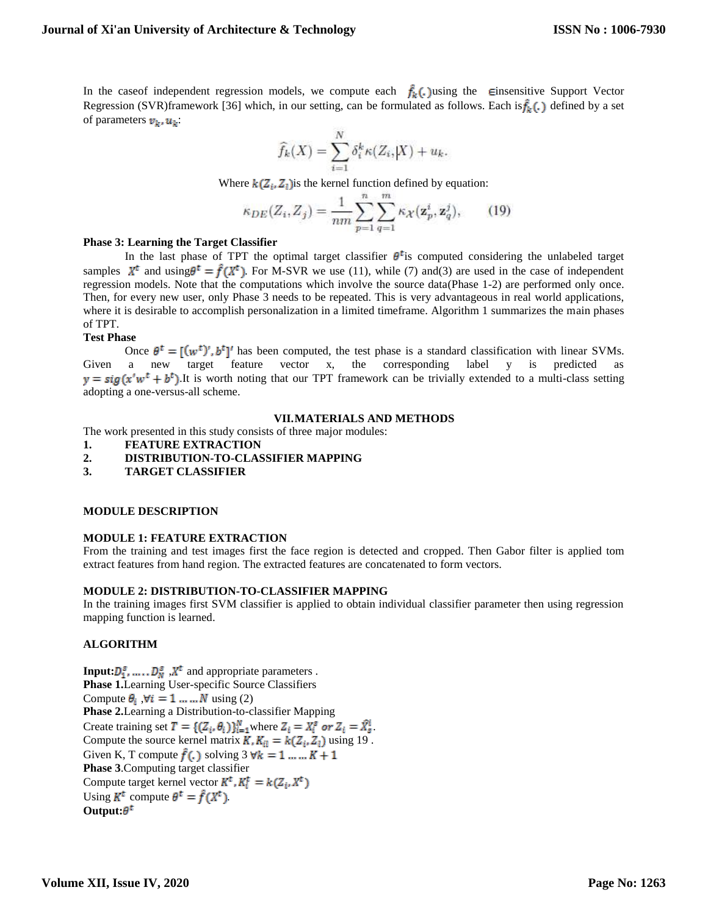In the caseof independent regression models, we compute each $\hat{f}_k(.)$using the $\epsilon$insensitive Support Vector Regression (SVR)framework [36] which, in our setting, can be formulated as follows. Each is$\hat{f}_k(.)$ defined by a set of parameters $v_k, u_k$:

$$\widehat{f}_k(X) = \sum_{i=1}^{N} \delta_i^k \kappa(Z_i, X) + u_k.$$

Where $k(Z_i, Z_i)$is the kernel function defined by equation:

$$\kappa_{DE}(Z_i, Z_j) = \frac{1}{nm} \sum_{p=1}^{n} \sum_{q=1}^{m} \kappa_{\mathcal{X}}(\mathbf{z}_p^i, \mathbf{z}_q^j), \qquad (19)$$

**Phase 3: Learning the Target Classifier**

In the last phase of TPT the optimal target classifier $\theta^t$is computed considering the unlabeled target samples $X^t$ and using$\theta^t = \hat{f}(X^t)$. For M-SVR we use (11), while (7) and(3) are used in the case of independent regression models. Note that the computations which involve the source data(Phase 1-2) are performed only once. Then, for every new user, only Phase 3 needs to be repeated. This is very advantageous in real world applications, where it is desirable to accomplish personalization in a limited timeframe. Algorithm 1 summarizes the main phases of TPT.

**Test Phase**

Once $\theta^t = [(w^t)', b^t]'$ has been computed, the test phase is a standard classification with linear SVMs. Given a new target feature vector x, the corresponding label y is predicted as $y = sig(x'w^t + b^t)$.It is worth noting that our TPT framework can be trivially extended to a multi-class setting adopting a one-versus-all scheme.

## VII.MATERIALS AND METHODS

The work presented in this study consists of three major modules:

1. **FEATURE EXTRACTION**
2. **DISTRIBUTION-TO-CLASSIFIER MAPPING**
3. **TARGET CLASSIFIER**

### MODULE DESCRIPTION

**MODULE 1: FEATURE EXTRACTION**

From the training and test images first the face region is detected and cropped. Then Gabor filter is applied tom extract features from hand region. The extracted features are concatenated to form vectors.

**MODULE 2: DISTRIBUTION-TO-CLASSIFIER MAPPING**

In the training images first SVM classifier is applied to obtain individual classifier parameter then using regression mapping function is learned.

### ALGORITHM

**Input:**$D_1^s, \ldots\ldots D_N^s$ ,$X^t$ and appropriate parameters .
**Phase 1.**Learning User-specific Source Classifiers
Compute $\theta_i$ ,$\forall i = 1 \ldots\ldots N$ using (2)
**Phase 2.**Learning a Distribution-to-classifier Mapping
Create training set $T = \{(Z_i, \theta_i)\}_{i=1}^N$where $Z_i = X_i^s$ $or$ $Z_i = \hat{X}_s^i$.
Compute the source kernel matrix $K, K_{il} = k(Z_i, Z_l)$ using 19 .
Given K, T compute $\hat{f}(.)$ solving 3 $\forall k = 1 \ldots\ldots K+1$
**Phase 3**.Computing target classifier
Compute target kernel vector $K^t, K_i^t = k(Z_i, X^t)$
Using $K^t$ compute $\theta^t = \hat{f}(X^t)$.
**Output:**$\theta^t$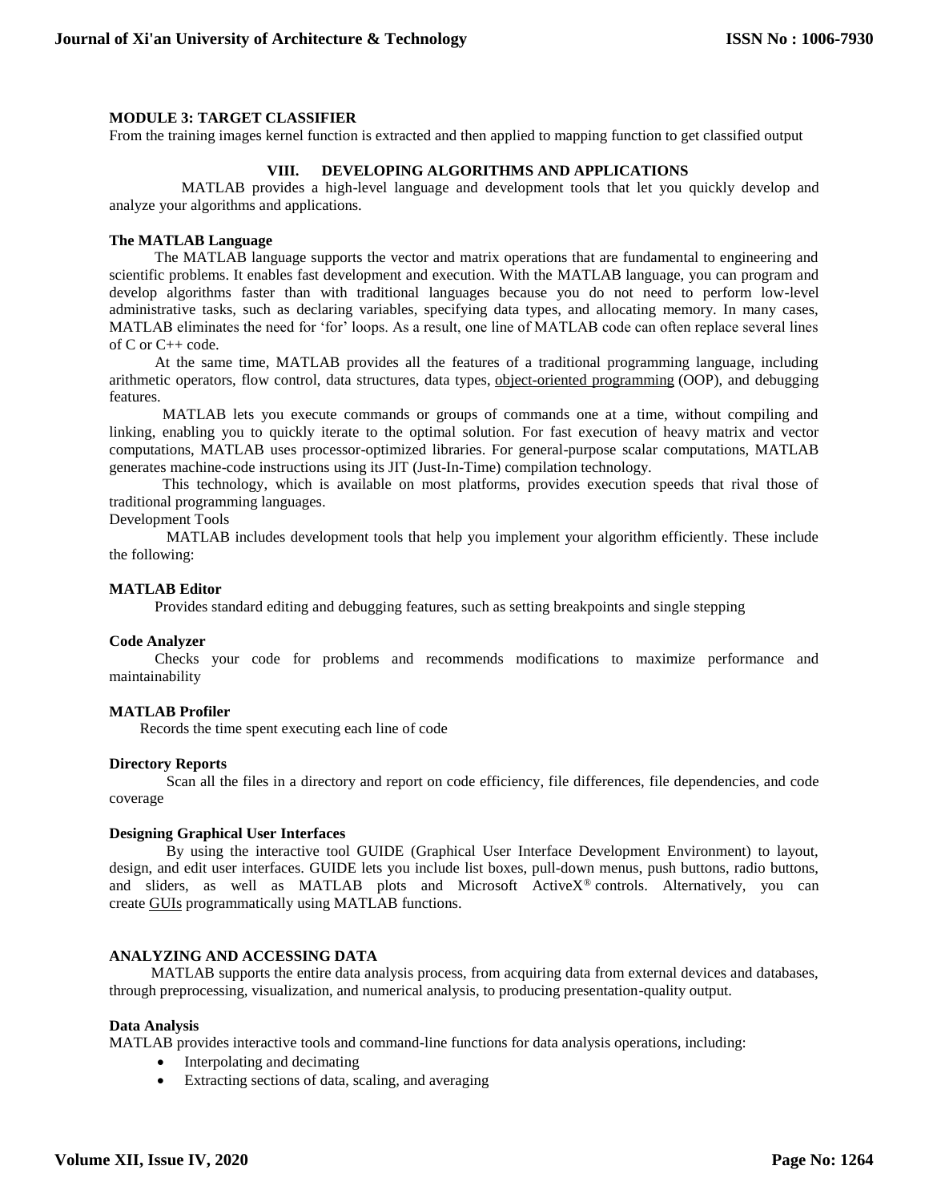### MODULE 3: TARGET CLASSIFIER

From the training images kernel function is extracted and then applied to mapping function to get classified output

## VIII. DEVELOPING ALGORITHMS AND APPLICATIONS

MATLAB provides a high-level language and development tools that let you quickly develop and analyze your algorithms and applications.

### The MATLAB Language

The MATLAB language supports the vector and matrix operations that are fundamental to engineering and scientific problems. It enables fast development and execution. With the MATLAB language, you can program and develop algorithms faster than with traditional languages because you do not need to perform low-level administrative tasks, such as declaring variables, specifying data types, and allocating memory. In many cases, MATLAB eliminates the need for 'for' loops. As a result, one line of MATLAB code can often replace several lines of C or C++ code.

At the same time, MATLAB provides all the features of a traditional programming language, including arithmetic operators, flow control, data structures, data types, object-oriented programming (OOP), and debugging features.

MATLAB lets you execute commands or groups of commands one at a time, without compiling and linking, enabling you to quickly iterate to the optimal solution. For fast execution of heavy matrix and vector computations, MATLAB uses processor-optimized libraries. For general-purpose scalar computations, MATLAB generates machine-code instructions using its JIT (Just-In-Time) compilation technology.

This technology, which is available on most platforms, provides execution speeds that rival those of traditional programming languages.

Development Tools

MATLAB includes development tools that help you implement your algorithm efficiently. These include the following:

### MATLAB Editor

Provides standard editing and debugging features, such as setting breakpoints and single stepping

### Code Analyzer

Checks your code for problems and recommends modifications to maximize performance and maintainability

### MATLAB Profiler

Records the time spent executing each line of code

### Directory Reports

Scan all the files in a directory and report on code efficiency, file differences, file dependencies, and code coverage

### Designing Graphical User Interfaces

By using the interactive tool GUIDE (Graphical User Interface Development Environment) to layout, design, and edit user interfaces. GUIDE lets you include list boxes, pull-down menus, push buttons, radio buttons, and sliders, as well as MATLAB plots and Microsoft ActiveX® controls. Alternatively, you can create GUIs programmatically using MATLAB functions.

### ANALYZING AND ACCESSING DATA

MATLAB supports the entire data analysis process, from acquiring data from external devices and databases, through preprocessing, visualization, and numerical analysis, to producing presentation-quality output.

### Data Analysis

MATLAB provides interactive tools and command-line functions for data analysis operations, including:

- Interpolating and decimating
- Extracting sections of data, scaling, and averaging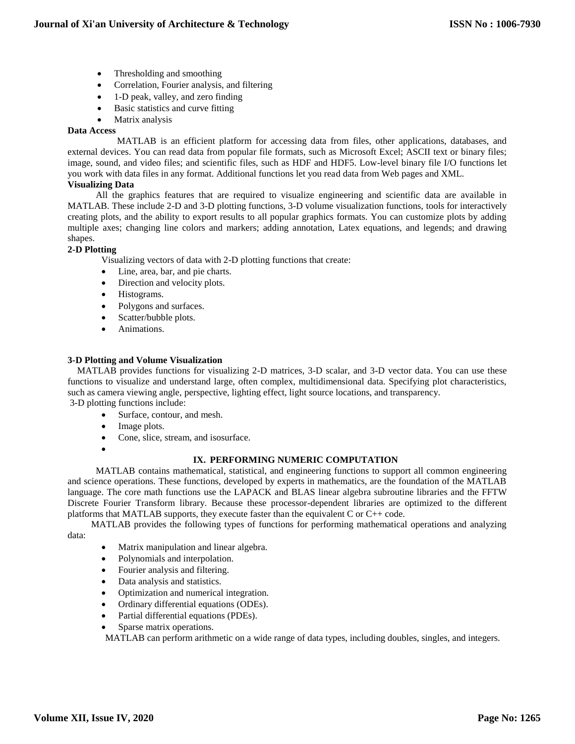- Thresholding and smoothing
- Correlation, Fourier analysis, and filtering
- 1-D peak, valley, and zero finding
- Basic statistics and curve fitting
- Matrix analysis

**Data Access**

MATLAB is an efficient platform for accessing data from files, other applications, databases, and external devices. You can read data from popular file formats, such as Microsoft Excel; ASCII text or binary files; image, sound, and video files; and scientific files, such as HDF and HDF5. Low-level binary file I/O functions let you work with data files in any format. Additional functions let you read data from Web pages and XML.

**Visualizing Data**

All the graphics features that are required to visualize engineering and scientific data are available in MATLAB. These include 2-D and 3-D plotting functions, 3-D volume visualization functions, tools for interactively creating plots, and the ability to export results to all popular graphics formats. You can customize plots by adding multiple axes; changing line colors and markers; adding annotation, Latex equations, and legends; and drawing shapes.

**2-D Plotting**

Visualizing vectors of data with 2-D plotting functions that create:

- Line, area, bar, and pie charts.
- Direction and velocity plots.
- Histograms.
- Polygons and surfaces.
- Scatter/bubble plots.
- Animations.

**3-D Plotting and Volume Visualization**

MATLAB provides functions for visualizing 2-D matrices, 3-D scalar, and 3-D vector data. You can use these functions to visualize and understand large, often complex, multidimensional data. Specifying plot characteristics, such as camera viewing angle, perspective, lighting effect, light source locations, and transparency.

3-D plotting functions include:

- Surface, contour, and mesh.
- Image plots.
- Cone, slice, stream, and isosurface.

## IX. PERFORMING NUMERIC COMPUTATION

MATLAB contains mathematical, statistical, and engineering functions to support all common engineering and science operations. These functions, developed by experts in mathematics, are the foundation of the MATLAB language. The core math functions use the LAPACK and BLAS linear algebra subroutine libraries and the FFTW Discrete Fourier Transform library. Because these processor-dependent libraries are optimized to the different platforms that MATLAB supports, they execute faster than the equivalent C or C++ code.

MATLAB provides the following types of functions for performing mathematical operations and analyzing data:

- Matrix manipulation and linear algebra.
- Polynomials and interpolation.
- Fourier analysis and filtering.
- Data analysis and statistics.
- Optimization and numerical integration.
- Ordinary differential equations (ODEs).
- Partial differential equations (PDEs).
- Sparse matrix operations.

MATLAB can perform arithmetic on a wide range of data types, including doubles, singles, and integers.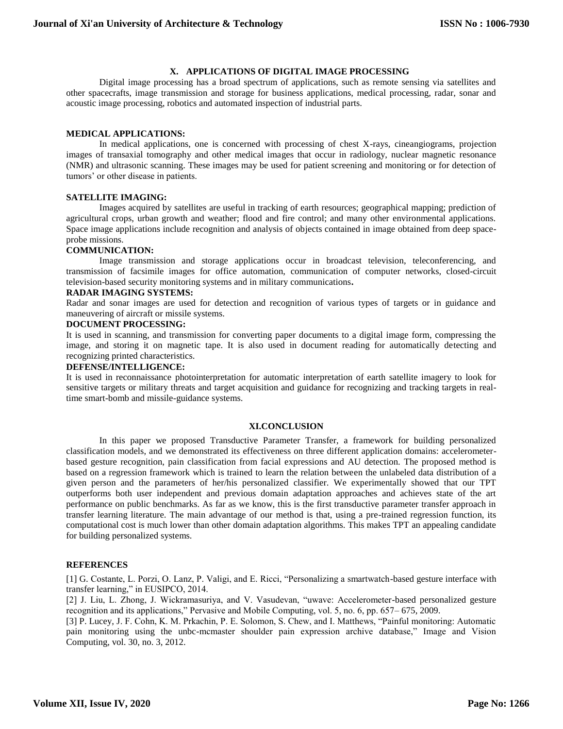## X. APPLICATIONS OF DIGITAL IMAGE PROCESSING

Digital image processing has a broad spectrum of applications, such as remote sensing via satellites and other spacecrafts, image transmission and storage for business applications, medical processing, radar, sonar and acoustic image processing, robotics and automated inspection of industrial parts.

### MEDICAL APPLICATIONS:

In medical applications, one is concerned with processing of chest X-rays, cineangiograms, projection images of transaxial tomography and other medical images that occur in radiology, nuclear magnetic resonance (NMR) and ultrasonic scanning. These images may be used for patient screening and monitoring or for detection of tumors' or other disease in patients.

### SATELLITE IMAGING:

Images acquired by satellites are useful in tracking of earth resources; geographical mapping; prediction of agricultural crops, urban growth and weather; flood and fire control; and many other environmental applications. Space image applications include recognition and analysis of objects contained in image obtained from deep space-probe missions.

### COMMUNICATION:

Image transmission and storage applications occur in broadcast television, teleconferencing, and transmission of facsimile images for office automation, communication of computer networks, closed-circuit television-based security monitoring systems and in military communications.

### RADAR IMAGING SYSTEMS:

Radar and sonar images are used for detection and recognition of various types of targets or in guidance and maneuvering of aircraft or missile systems.

### DOCUMENT PROCESSING:

It is used in scanning, and transmission for converting paper documents to a digital image form, compressing the image, and storing it on magnetic tape. It is also used in document reading for automatically detecting and recognizing printed characteristics.

### DEFENSE/INTELLIGENCE:

It is used in reconnaissance photointerpretation for automatic interpretation of earth satellite imagery to look for sensitive targets or military threats and target acquisition and guidance for recognizing and tracking targets in real-time smart-bomb and missile-guidance systems.

## XI.CONCLUSION

In this paper we proposed Transductive Parameter Transfer, a framework for building personalized classification models, and we demonstrated its effectiveness on three different application domains: accelerometer-based gesture recognition, pain classification from facial expressions and AU detection. The proposed method is based on a regression framework which is trained to learn the relation between the unlabeled data distribution of a given person and the parameters of her/his personalized classifier. We experimentally showed that our TPT outperforms both user independent and previous domain adaptation approaches and achieves state of the art performance on public benchmarks. As far as we know, this is the first transductive parameter transfer approach in transfer learning literature. The main advantage of our method is that, using a pre-trained regression function, its computational cost is much lower than other domain adaptation algorithms. This makes TPT an appealing candidate for building personalized systems.

## REFERENCES

[1] G. Costante, L. Porzi, O. Lanz, P. Valigi, and E. Ricci, "Personalizing a smartwatch-based gesture interface with transfer learning," in EUSIPCO, 2014.

[2] J. Liu, L. Zhong, J. Wickramasuriya, and V. Vasudevan, "uwave: Accelerometer-based personalized gesture recognition and its applications," Pervasive and Mobile Computing, vol. 5, no. 6, pp. 657– 675, 2009.

[3] P. Lucey, J. F. Cohn, K. M. Prkachin, P. E. Solomon, S. Chew, and I. Matthews, "Painful monitoring: Automatic pain monitoring using the unbc-mcmaster shoulder pain expression archive database," Image and Vision Computing, vol. 30, no. 3, 2012.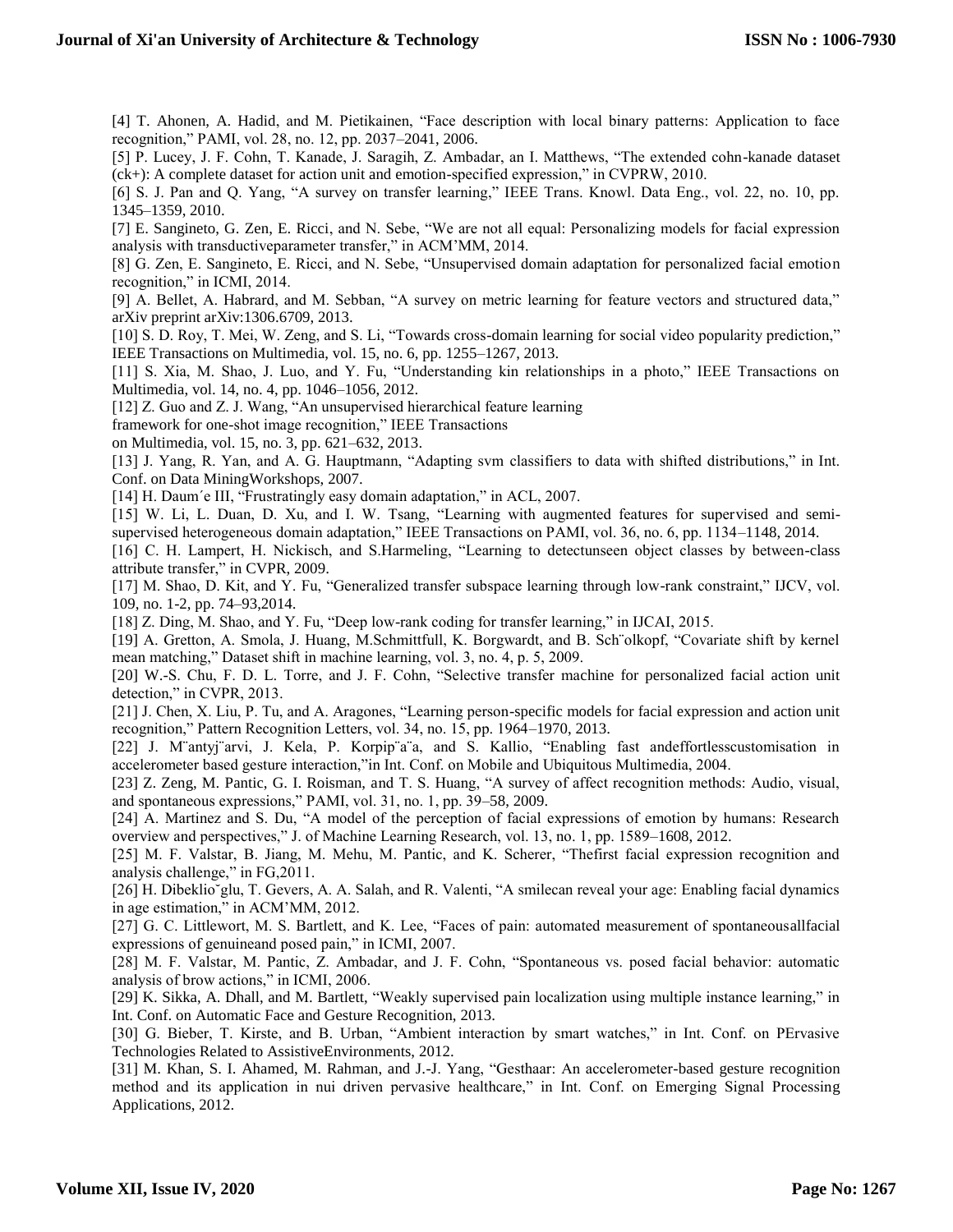[4] T. Ahonen, A. Hadid, and M. Pietikainen, "Face description with local binary patterns: Application to face recognition," PAMI, vol. 28, no. 12, pp. 2037–2041, 2006.

[5] P. Lucey, J. F. Cohn, T. Kanade, J. Saragih, Z. Ambadar, an I. Matthews, "The extended cohn-kanade dataset (ck+): A complete dataset for action unit and emotion-specified expression," in CVPRW, 2010.

[6] S. J. Pan and Q. Yang, "A survey on transfer learning," IEEE Trans. Knowl. Data Eng., vol. 22, no. 10, pp. 1345–1359, 2010.

[7] E. Sangineto, G. Zen, E. Ricci, and N. Sebe, "We are not all equal: Personalizing models for facial expression analysis with transductiveparameter transfer," in ACM'MM, 2014.

[8] G. Zen, E. Sangineto, E. Ricci, and N. Sebe, "Unsupervised domain adaptation for personalized facial emotion recognition," in ICMI, 2014.

[9] A. Bellet, A. Habrard, and M. Sebban, "A survey on metric learning for feature vectors and structured data," arXiv preprint arXiv:1306.6709, 2013.

[10] S. D. Roy, T. Mei, W. Zeng, and S. Li, "Towards cross-domain learning for social video popularity prediction," IEEE Transactions on Multimedia, vol. 15, no. 6, pp. 1255–1267, 2013.

[11] S. Xia, M. Shao, J. Luo, and Y. Fu, "Understanding kin relationships in a photo," IEEE Transactions on Multimedia, vol. 14, no. 4, pp. 1046–1056, 2012.

[12] Z. Guo and Z. J. Wang, "An unsupervised hierarchical feature learning framework for one-shot image recognition," IEEE Transactions on Multimedia, vol. 15, no. 3, pp. 621–632, 2013.

[13] J. Yang, R. Yan, and A. G. Hauptmann, "Adapting svm classifiers to data with shifted distributions," in Int. Conf. on Data MiningWorkshops, 2007.

[14] H. Daum´e III, "Frustratingly easy domain adaptation," in ACL, 2007.

[15] W. Li, L. Duan, D. Xu, and I. W. Tsang, "Learning with augmented features for supervised and semi-supervised heterogeneous domain adaptation," IEEE Transactions on PAMI, vol. 36, no. 6, pp. 1134–1148, 2014.

[16] C. H. Lampert, H. Nickisch, and S.Harmeling, "Learning to detectunseen object classes by between-class attribute transfer," in CVPR, 2009.

[17] M. Shao, D. Kit, and Y. Fu, "Generalized transfer subspace learning through low-rank constraint," IJCV, vol. 109, no. 1-2, pp. 74–93,2014.

[18] Z. Ding, M. Shao, and Y. Fu, "Deep low-rank coding for transfer learning," in IJCAI, 2015.

[19] A. Gretton, A. Smola, J. Huang, M.Schmittfull, K. Borgwardt, and B. Sch¨olkopf, "Covariate shift by kernel mean matching," Dataset shift in machine learning, vol. 3, no. 4, p. 5, 2009.

[20] W.-S. Chu, F. D. L. Torre, and J. F. Cohn, "Selective transfer machine for personalized facial action unit detection," in CVPR, 2013.

[21] J. Chen, X. Liu, P. Tu, and A. Aragones, "Learning person-specific models for facial expression and action unit recognition," Pattern Recognition Letters, vol. 34, no. 15, pp. 1964–1970, 2013.

[22] J. M¨antyj¨arvi, J. Kela, P. Korpip¨a¨a, and S. Kallio, "Enabling fast andeffortlesscustomisation in accelerometer based gesture interaction,"in Int. Conf. on Mobile and Ubiquitous Multimedia, 2004.

[23] Z. Zeng, M. Pantic, G. I. Roisman, and T. S. Huang, "A survey of affect recognition methods: Audio, visual, and spontaneous expressions," PAMI, vol. 31, no. 1, pp. 39–58, 2009.

[24] A. Martinez and S. Du, "A model of the perception of facial expressions of emotion by humans: Research overview and perspectives," J. of Machine Learning Research, vol. 13, no. 1, pp. 1589–1608, 2012.

[25] M. F. Valstar, B. Jiang, M. Mehu, M. Pantic, and K. Scherer, "Thefirst facial expression recognition and analysis challenge," in FG,2011.

[26] H. Dibeklio˘glu, T. Gevers, A. A. Salah, and R. Valenti, "A smilecan reveal your age: Enabling facial dynamics in age estimation," in ACM'MM, 2012.

[27] G. C. Littlewort, M. S. Bartlett, and K. Lee, "Faces of pain: automated measurement of spontaneousallfacial expressions of genuineand posed pain," in ICMI, 2007.

[28] M. F. Valstar, M. Pantic, Z. Ambadar, and J. F. Cohn, "Spontaneous vs. posed facial behavior: automatic analysis of brow actions," in ICMI, 2006.

[29] K. Sikka, A. Dhall, and M. Bartlett, "Weakly supervised pain localization using multiple instance learning," in Int. Conf. on Automatic Face and Gesture Recognition, 2013.

[30] G. Bieber, T. Kirste, and B. Urban, "Ambient interaction by smart watches," in Int. Conf. on PErvasive Technologies Related to AssistiveEnvironments, 2012.

[31] M. Khan, S. I. Ahamed, M. Rahman, and J.-J. Yang, "Gesthaar: An accelerometer-based gesture recognition method and its application in nui driven pervasive healthcare," in Int. Conf. on Emerging Signal Processing Applications, 2012.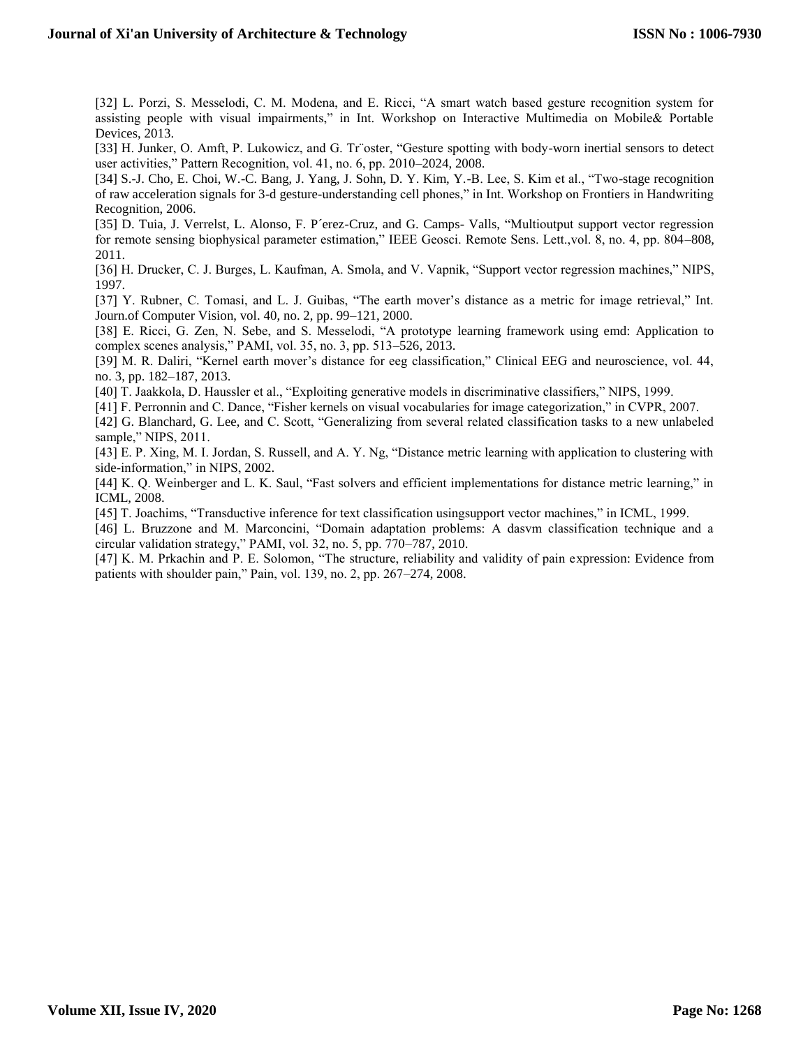[32] L. Porzi, S. Messelodi, C. M. Modena, and E. Ricci, "A smart watch based gesture recognition system for assisting people with visual impairments," in Int. Workshop on Interactive Multimedia on Mobile& Portable Devices, 2013.

[33] H. Junker, O. Amft, P. Lukowicz, and G. Tr¨oster, "Gesture spotting with body-worn inertial sensors to detect user activities," Pattern Recognition, vol. 41, no. 6, pp. 2010–2024, 2008.

[34] S.-J. Cho, E. Choi, W.-C. Bang, J. Yang, J. Sohn, D. Y. Kim, Y.-B. Lee, S. Kim et al., "Two-stage recognition of raw acceleration signals for 3-d gesture-understanding cell phones," in Int. Workshop on Frontiers in Handwriting Recognition, 2006.

[35] D. Tuia, J. Verrelst, L. Alonso, F. P´erez-Cruz, and G. Camps- Valls, "Multioutput support vector regression for remote sensing biophysical parameter estimation," IEEE Geosci. Remote Sens. Lett.,vol. 8, no. 4, pp. 804–808, 2011.

[36] H. Drucker, C. J. Burges, L. Kaufman, A. Smola, and V. Vapnik, "Support vector regression machines," NIPS, 1997.

[37] Y. Rubner, C. Tomasi, and L. J. Guibas, "The earth mover's distance as a metric for image retrieval," Int. Journ.of Computer Vision, vol. 40, no. 2, pp. 99–121, 2000.

[38] E. Ricci, G. Zen, N. Sebe, and S. Messelodi, "A prototype learning framework using emd: Application to complex scenes analysis," PAMI, vol. 35, no. 3, pp. 513–526, 2013.

[39] M. R. Daliri, "Kernel earth mover's distance for eeg classification," Clinical EEG and neuroscience, vol. 44, no. 3, pp. 182–187, 2013.

[40] T. Jaakkola, D. Haussler et al., "Exploiting generative models in discriminative classifiers," NIPS, 1999.

[41] F. Perronnin and C. Dance, "Fisher kernels on visual vocabularies for image categorization," in CVPR, 2007.

[42] G. Blanchard, G. Lee, and C. Scott, "Generalizing from several related classification tasks to a new unlabeled sample," NIPS, 2011.

[43] E. P. Xing, M. I. Jordan, S. Russell, and A. Y. Ng, "Distance metric learning with application to clustering with side-information," in NIPS, 2002.

[44] K. Q. Weinberger and L. K. Saul, "Fast solvers and efficient implementations for distance metric learning," in ICML, 2008.

[45] T. Joachims, "Transductive inference for text classification usingsupport vector machines," in ICML, 1999.

[46] L. Bruzzone and M. Marconcini, "Domain adaptation problems: A dasvm classification technique and a circular validation strategy," PAMI, vol. 32, no. 5, pp. 770–787, 2010.

[47] K. M. Prkachin and P. E. Solomon, "The structure, reliability and validity of pain expression: Evidence from patients with shoulder pain," Pain, vol. 139, no. 2, pp. 267–274, 2008.